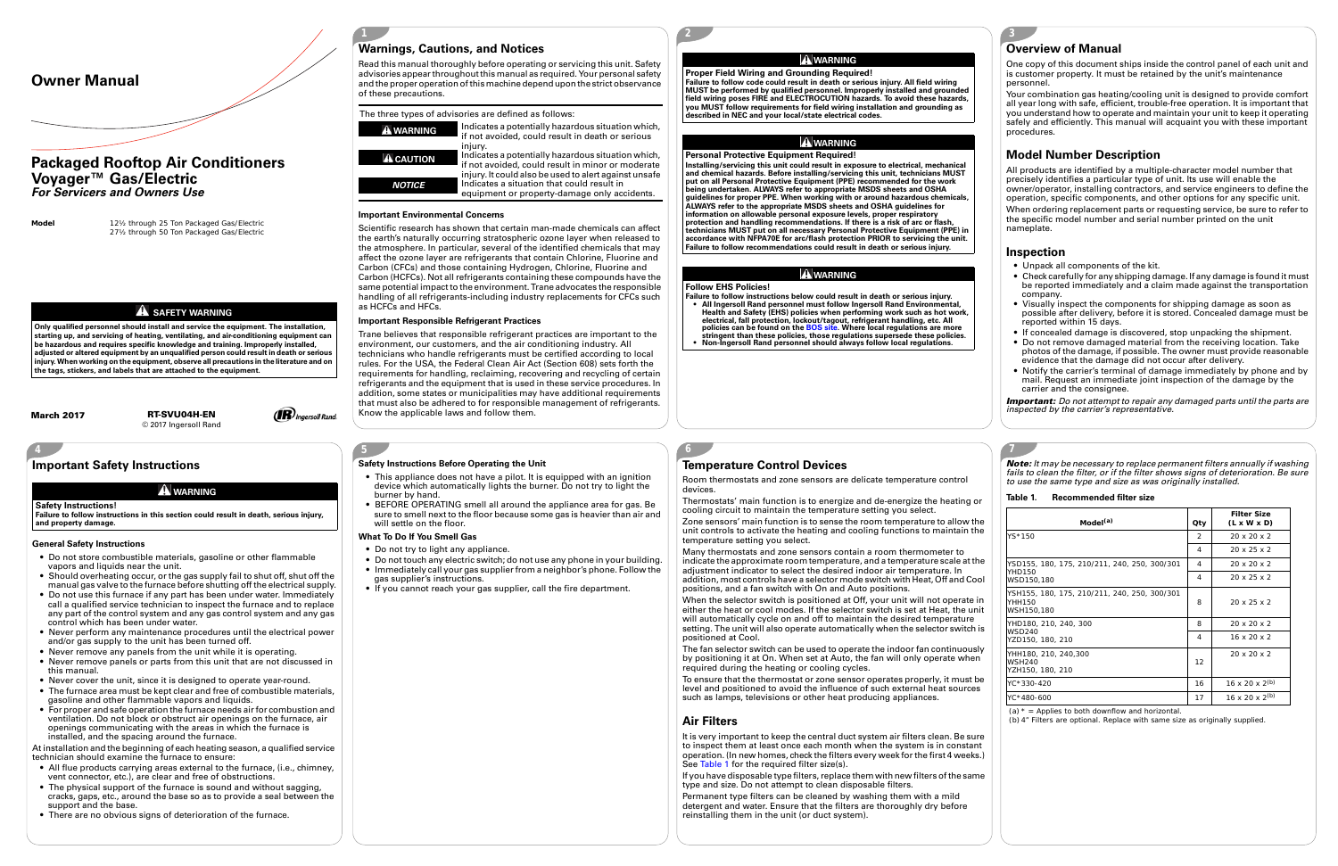# Owner Manual

## Packaged Rooftop Air Conditioners Voyager™ Gas/Electric

*For Servicers and Owners Use*

**Model** 12½ through 25 Ton Packaged Gas/Electric
27½ through 50 Ton Packaged Gas/Electric

**⚠ SAFETY WARNING**

**Only qualified personnel should install and service the equipment. The installation, starting up, and servicing of heating, ventilating, and air-conditioning equipment can be hazardous and requires specific knowledge and training. Improperly installed, adjusted or altered equipment by an unqualified person could result in death or serious injury. When working on the equipment, observe all precautions in the literature and on the tags, stickers, and labels that are attached to the equipment.**

**March 2017** **RT-SVU04H-EN**
© 2017 Ingersoll Rand

## Warnings, Cautions, and Notices

Read this manual thoroughly before operating or servicing this unit. Safety advisories appear throughout this manual as required. Your personal safety and the proper operation of this machine depend upon the strict observance of these precautions.

The three types of advisories are defined as follows:

| | |
|---|---|
| **⚠ WARNING** | Indicates a potentially hazardous situation which, if not avoided, could result in death or serious injury. |
| **⚠ CAUTION** | Indicates a potentially hazardous situation which, if not avoided, could result in minor or moderate injury. It could also be used to alert against unsafe practices. |
| ***NOTICE*** | Indicates a situation that could result in equipment or property-damage only accidents. |

### Important Environmental Concerns

Scientific research has shown that certain man-made chemicals can affect the earth's naturally occurring stratospheric ozone layer when released to the atmosphere. In particular, several of the identified chemicals that may affect the ozone layer are refrigerants that contain Chlorine, Fluorine and Carbon (CFCs) and those containing Hydrogen, Chlorine, Fluorine and Carbon (HCFCs). Not all refrigerants containing these compounds have the same potential impact to the environment. Trane advocates the responsible handling of all refrigerants-including industry replacements for CFCs such as HCFCs and HFCs.

### Important Responsible Refrigerant Practices

Trane believes that responsible refrigerant practices are important to the environment, our customers, and the air conditioning industry. All technicians who handle refrigerants must be certified according to local rules. For the USA, the Federal Clean Air Act (Section 608) sets forth the requirements for handling, reclaiming, recovering and recycling of certain refrigerants and the equipment that is used in these service procedures. In addition, some states or municipalities may have additional requirements that must also be adhered to for responsible management of refrigerants. Know the applicable laws and follow them.

**⚠ WARNING**

**Proper Field Wiring and Grounding Required!**
**Failure to follow code could result in death or serious injury. All field wiring MUST be performed by qualified personnel. Improperly installed and grounded field wiring poses FIRE and ELECTROCUTION hazards. To avoid these hazards, you MUST follow requirements for field wiring installation and grounding as described in NEC and your local/state electrical codes.**

**⚠ WARNING**

**Personal Protective Equipment Required!**
**Installing/servicing this unit could result in exposure to electrical, mechanical and chemical hazards. Before installing/servicing this unit, technicians MUST put on all Personal Protective Equipment (PPE) recommended for the work being undertaken. ALWAYS refer to appropriate MSDS sheets and OSHA guidelines for proper PPE. When working with or around hazardous chemicals, ALWAYS refer to the appropriate MSDS sheets and OSHA guidelines for information on allowable personal exposure levels, proper respiratory protection and handling recommendations. If there is a risk of arc or flash, technicians MUST put on all necessary Personal Protective Equipment (PPE) in accordance with NFPA70E for arc/flash protection PRIOR to servicing the unit. Failure to follow recommendations could result in death or serious injury.**

**⚠ WARNING**

**Follow EHS Policies!**
**Failure to follow instructions below could result in death or serious injury.**

- **All Ingersoll Rand personnel must follow Ingersoll Rand Environmental, Health and Safety (EHS) policies when performing work such as hot work, electrical, fall protection, lockout/tagout, refrigerant handling, etc. All policies can be found on the BOS site. Where local regulations are more stringent than these policies, those regulations supersede these policies.**
- **Non-Ingersoll Rand personnel should always follow local regulations.**

## Overview of Manual

One copy of this document ships inside the control panel of each unit and is customer property. It must be retained by the unit's maintenance personnel.

Your combination gas heating/cooling unit is designed to provide comfort all year long with safe, efficient, trouble-free operation. It is important that you understand how to operate and maintain your unit to keep it operating safely and efficiently. This manual will acquaint you with these important procedures.

## Model Number Description

All products are identified by a multiple-character model number that precisely identifies a particular type of unit. Its use will enable the owner/operator, installing contractors, and service engineers to define the operation, specific components, and other options for any specific unit.

When ordering replacement parts or requesting service, be sure to refer to the specific model number and serial number printed on the unit nameplate.

## Inspection

- Unpack all components of the kit.
- Check carefully for any shipping damage. If any damage is found it must be reported immediately and a claim made against the transportation company.
- Visually inspect the components for shipping damage as soon as possible after delivery, before it is stored. Concealed damage must be reported within 15 days.
- If concealed damage is discovered, stop unpacking the shipment.
- Do not remove damaged material from the receiving location. Take photos of the damage, if possible. The owner must provide reasonable evidence that the damage did not occur after delivery.
- Notify the carrier's terminal of damage immediately by phone and by mail. Request an immediate joint inspection of the damage by the carrier and the consignee.

***Important:*** *Do not attempt to repair any damaged parts until the parts are inspected by the carrier's representative.*

## Important Safety Instructions

**⚠ WARNING**

**Safety Instructions!**
**Failure to follow instructions in this section could result in death, serious injury, and property damage.**

### General Safety Instructions

- Do not store combustible materials, gasoline or other flammable vapors and liquids near the unit.
- Should overheating occur, or the gas supply fail to shut off, shut off the manual gas valve to the furnace before shutting off the electrical supply.
- Do not use this furnace if any part has been under water. Immediately call a qualified service technician to inspect the furnace and to replace any part of the control system and any gas control system which has been under water.
- Never perform any maintenance procedures until the electrical power and/or gas supply to the unit has been turned off.
- Never remove any panels from the unit while it is operating.
- Never remove panels or parts from this unit that are not discussed in this manual.
- Never cover the unit, since it is designed to operate year-round.
- The furnace area must be kept clear and free of combustible materials, gasoline and other flammable vapors and liquids.
- For proper and safe operation the furnace needs air for combustion and ventilation. Do not block or obstruct air openings on the furnace, air openings communicating with the areas in which the furnace is installed, and the spacing around the furnace.

At installation and the beginning of each heating season, a qualified service technician should examine the furnace to ensure:

- All flue products carrying areas external to the furnace, (i.e., chimney, vent connector, etc.), are clear and free of obstructions.
- The physical support of the furnace is sound and without sagging, cracks, gaps, etc., around the base so as to provide a seal between the support and the base.
- There are no obvious signs of deterioration of the furnace.

### Safety Instructions Before Operating the Unit

- This appliance does not have a pilot. It is equipped with an ignition device which automatically lights the burner. Do not try to light the burner by hand.
- BEFORE OPERATING smell all around the appliance area for gas. Be sure to smell next to the floor because some gas is heavier than air and will settle on the floor.

### What To Do If You Smell Gas

- Do not try to light any appliance.
- Do not touch any electric switch; do not use any phone in your building.
- Immediately call your gas supplier from a neighbor's phone. Follow the gas supplier's instructions.
- If you cannot reach your gas supplier, call the fire department.

## Temperature Control Devices

Room thermostats and zone sensors are delicate temperature control devices.

Thermostats' main function is to energize and de-energize the heating or cooling circuit to maintain the temperature setting you select.

Zone sensors' main function is to sense the room temperature to allow the unit controls to activate the heating and cooling functions to maintain the temperature setting you select.

Many thermostats and zone sensors contain a room thermometer to indicate the approximate room temperature, and a temperature scale at the adjustment indicator to select the desired indoor air temperature. In addition, most controls have a selector mode switch with Heat, Off and Cool positions, and a fan switch with On and Auto positions.

When the selector switch is positioned at Off, your unit will not operate in either the heat or cool modes. If the selector switch is set at Heat, the unit will automatically cycle on and off to maintain the desired temperature setting. The unit will also operate automatically when the selector switch is positioned at Cool.

The fan selector switch can be used to operate the indoor fan continuously by positioning it at On. When set at Auto, the fan will only operate when required during the heating or cooling cycles.

To ensure that the thermostat or zone sensor operates properly, it must be level and positioned to avoid the influence of such external heat sources such as lamps, televisions or other heat producing appliances.

## Air Filters

It is very important to keep the central duct system air filters clean. Be sure to inspect them at least once each month when the system is in constant operation. (In new homes, check the filters every week for the first 4 weeks.) See Table 1 for the required filter size(s).

If you have disposable type filters, replace them with new filters of the same type and size. Do not attempt to clean disposable filters.

Permanent type filters can be cleaned by washing them with a mild detergent and water. Ensure that the filters are thoroughly dry before reinstalling them in the unit (or duct system).

***Note:*** *It may be necessary to replace permanent filters annually if washing fails to clean the filter, or if the filter shows signs of deterioration. Be sure to use the same type and size as was originally installed.*

**Table 1. Recommended filter size**

| Model[(a)] | Qty | Filter Size (L x W x D) |
|---|---|---|
| YS*150 | 2 | 20 x 20 x 2 |
| | 4 | 20 x 25 x 2 |
| YSD155, 180, 175, 210/211, 240, 250, 300/301<br>YHD150<br>WSD150,180 | 4 | 20 x 20 x 2 |
| | 4 | 20 x 25 x 2 |
| YSH155, 180, 175, 210/211, 240, 250, 300/301<br>YHH150<br>WSH150,180 | 8 | 20 x 25 x 2 |
| YHD180, 210, 240, 300<br>WSD240<br>YZD150, 180, 210 | 8 | 20 x 20 x 2 |
| | 4 | 16 x 20 x 2 |
| YHH180, 210, 240,300<br>WSH240<br>YZH150, 180, 210 | 12 | 20 x 20 x 2 |
| YC*330-420 | 16 | 16 x 20 x 2[(b)] |
| YC*480-600 | 17 | 16 x 20 x 2[(b)] |

(a) * = Applies to both downflow and horizontal.
(b) 4" Filters are optional. Replace with same size as originally supplied.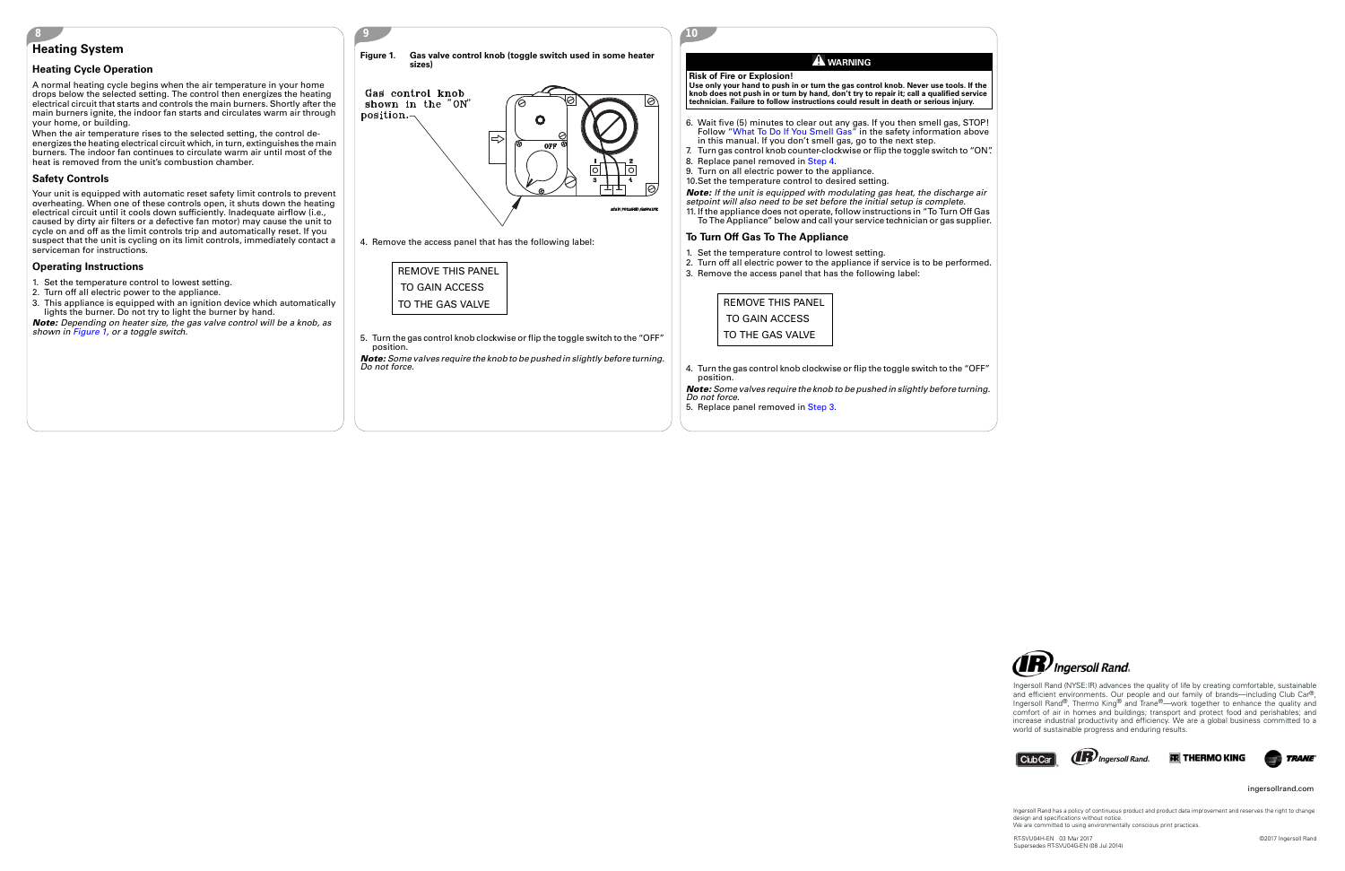## Heating System

### Heating Cycle Operation

A normal heating cycle begins when the air temperature in your home drops below the selected setting. The control then energizes the heating electrical circuit that starts and controls the main burners. Shortly after the main burners ignite, the indoor fan starts and circulates warm air through your home, or building.

When the air temperature rises to the selected setting, the control de-energizes the heating electrical circuit which, in turn, extinguishes the main burners. The indoor fan continues to circulate warm air until most of the heat is removed from the unit's combustion chamber.

### Safety Controls

Your unit is equipped with automatic reset safety limit controls to prevent overheating. When one of these controls open, it shuts down the heating electrical circuit until it cools down sufficiently. Inadequate airflow (i.e., caused by dirty air filters or a defective fan motor) may cause the unit to cycle on and off as the limit controls trip and automatically reset. If you suspect that the unit is cycling on its limit controls, immediately contact a serviceman for instructions.

### Operating Instructions

1. Set the temperature control to lowest setting.
2. Turn off all electric power to the appliance.
3. This appliance is equipped with an ignition device which automatically lights the burner. Do not try to light the burner by hand.

***Note:*** *Depending on heater size, the gas valve control will be a knob, as shown in Figure 1, or a toggle switch.*

**Figure 1. Gas valve control knob (toggle switch used in some heater sizes)**

Gas control knob shown in the "ON" position.

OFF

1 2 3 4

4. Remove the access panel that has the following label:

| |
|---|
| REMOVE THIS PANEL<br>TO GAIN ACCESS<br>TO THE GAS VALVE |

5. Turn the gas control knob clockwise or flip the toggle switch to the "OFF" position.

***Note:*** *Some valves require the knob to be pushed in slightly before turning. Do not force.*

> **⚠ WARNING**
>
> **Risk of Fire or Explosion!**
>
> **Use only your hand to push in or turn the gas control knob. Never use tools. If the knob does not push in or turn by hand, don't try to repair it; call a qualified service technician. Failure to follow instructions could result in death or serious injury.**

6. Wait five (5) minutes to clear out any gas. If you then smell gas, STOP! Follow "What To Do If You Smell Gas" in the safety information above in this manual. If you don't smell gas, go to the next step.
7. Turn gas control knob counter-clockwise or flip the toggle switch to "ON".
8. Replace panel removed in Step 4.
9. Turn on all electric power to the appliance.
10. Set the temperature control to desired setting.

***Note:*** *If the unit is equipped with modulating gas heat, the discharge air setpoint will also need to be set before the initial setup is complete.*

11. If the appliance does not operate, follow instructions in "To Turn Off Gas To The Appliance" below and call your service technician or gas supplier.

### To Turn Off Gas To The Appliance

1. Set the temperature control to lowest setting.
2. Turn off all electric power to the appliance if service is to be performed.
3. Remove the access panel that has the following label:

| |
|---|
| REMOVE THIS PANEL<br>TO GAIN ACCESS<br>TO THE GAS VALVE |

4. Turn the gas control knob clockwise or flip the toggle switch to the "OFF" position.

***Note:*** *Some valves require the knob to be pushed in slightly before turning. Do not force.*

5. Replace panel removed in Step 3.

Ingersoll Rand

Ingersoll Rand (NYSE:IR) advances the quality of life by creating comfortable, sustainable and efficient environments. Our people and our family of brands—including Club Car®, Ingersoll Rand®, Thermo King® and Trane®—work together to enhance the quality and comfort of air in homes and buildings; transport and protect food and perishables; and increase industrial productivity and efficiency. We are a global business committed to a world of sustainable progress and enduring results.

Club Car · Ingersoll Rand · THERMO KING · TRANE

ingersollrand.com

Ingersoll Rand has a policy of continuous product and product data improvement and reserves the right to change design and specifications without notice.
We are committed to using environmentally conscious print practices.

RT-SVU04H-EN 03 Mar 2017
Supersedes RT-SVU04G-EN (08 Jul 2014)

©2017 Ingersoll Rand